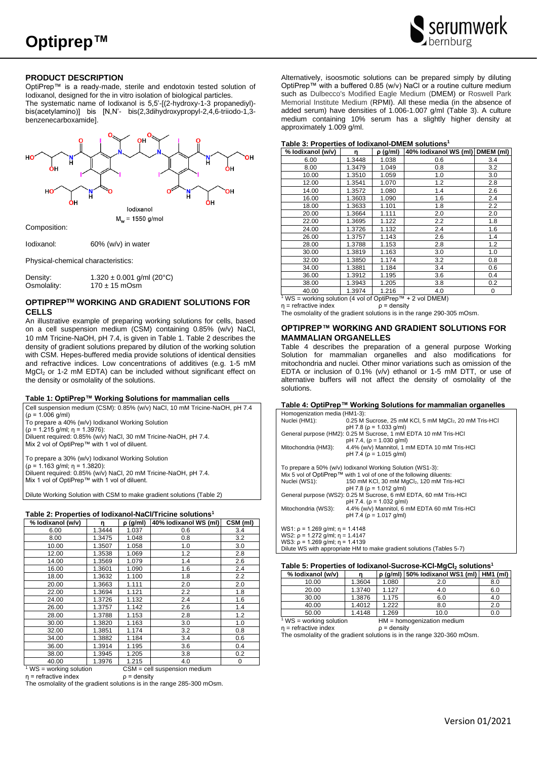# Optiprep™

## PRODUCT DESCRIPTION

OptiPrep™ is a ready-made, sterile and endotoxin tested solution of Iodixanol, designed for the in vitro isolation of biological particles.
The systematic name of Iodixanol is 5,5'-[(2-hydroxy-1-3 propanediyl)-bis(acetylamino)] bis [N,N'- bis(2,3dihydroxypropyl-2,4,6-triiodo-1,3-benzenecarboxamide].

Iodixanol

$M_w$ = 1550 g/mol

Composition:

Iodixanol: 60% (w/v) in water

Physical-chemical characteristics:

Density: 1.320 ± 0.001 g/ml (20°C)
Osmolality: 170 ± 15 mOsm

## OPTIPREP™ WORKING AND GRADIENT SOLUTIONS FOR CELLS

An illustrative example of preparing working solutions for cells, based on a cell suspension medium (CSM) containing 0.85% (w/v) NaCl, 10 mM Tricine-NaOH, pH 7.4, is given in Table 1. Table 2 describes the density of gradient solutions prepared by dilution of the working solution with CSM. Hepes-buffered media provide solutions of identical densities and refractive indices. Low concentrations of additives (e.g. 1-5 mM $MgCl_2$ or 1-2 mM EDTA) can be included without significant effect on the density or osmolality of the solutions.

**Table 1: OptiPrep™ Working Solutions for mammalian cells**

Cell suspension medium (CSM): 0.85% (w/v) NaCl, 10 mM Tricine-NaOH, pH 7.4 (ρ = 1.006 g/ml)
To prepare a 40% (w/v) Iodixanol Working Solution
(ρ = 1.215 g/ml; η = 1.3976):
Diluent required: 0.85% (w/v) NaCl, 30 mM Tricine-NaOH, pH 7.4.
Mix 2 vol of OptiPrep™ with 1 vol of diluent.

To prepare a 30% (w/v) Iodixanol Working Solution
(ρ = 1.163 g/ml; η = 1.3820):
Diluent required: 0.85% (w/v) NaCl, 20 mM Tricine-NaOH, pH 7.4.
Mix 1 vol of OptiPrep™ with 1 vol of diluent.

Dilute Working Solution with CSM to make gradient solutions (Table 2)

**Table 2: Properties of Iodixanol-NaCl/Tricine solutions[1]**

| % Iodixanol (w/v) | η | ρ (g/ml) | 40% Iodixanol WS (ml) | CSM (ml) |
|---|---|---|---|---|
| 6.00 | 1.3444 | 1.037 | 0.6 | 3.4 |
| 8.00 | 1.3475 | 1.048 | 0.8 | 3.2 |
| 10.00 | 1.3507 | 1.058 | 1.0 | 3.0 |
| 12.00 | 1.3538 | 1.069 | 1.2 | 2.8 |
| 14.00 | 1.3569 | 1.079 | 1.4 | 2.6 |
| 16.00 | 1.3601 | 1.090 | 1.6 | 2.4 |
| 18.00 | 1.3632 | 1.100 | 1.8 | 2.2 |
| 20.00 | 1.3663 | 1.111 | 2.0 | 2.0 |
| 22.00 | 1.3694 | 1.121 | 2.2 | 1.8 |
| 24.00 | 1.3726 | 1.132 | 2.4 | 1.6 |
| 26.00 | 1.3757 | 1.142 | 2.6 | 1.4 |
| 28.00 | 1.3788 | 1.153 | 2.8 | 1.2 |
| 30.00 | 1.3820 | 1.163 | 3.0 | 1.0 |
| 32.00 | 1.3851 | 1.174 | 3.2 | 0.8 |
| 34.00 | 1.3882 | 1.184 | 3.4 | 0.6 |
| 36.00 | 1.3914 | 1.195 | 3.6 | 0.4 |
| 38.00 | 1.3945 | 1.205 | 3.8 | 0.2 |
| 40.00 | 1.3976 | 1.215 | 4.0 | 0 |

[1] WS = working solution CSM = cell suspension medium
η = refractive index ρ = density
The osmolality of the gradient solutions is in the range 285-300 mOsm.

Alternatively, isoosmotic solutions can be prepared simply by diluting OptiPrep™ with a buffered 0.85 (w/v) NaCl or a routine culture medium such as Dulbecco's Modified Eagle Medium (DMEM) or Roswell Park Memorial Institute Medium (RPMI). All these media (in the absence of added serum) have densities of 1.006-1.007 g/ml (Table 3). A culture medium containing 10% serum has a slightly higher density at approximately 1.009 g/ml.

**Table 3: Properties of Iodixanol-DMEM solutions[1]**

| % Iodixanol (w/v) | η | ρ (g/ml) | 40% Iodixanol WS (ml) | DMEM (ml) |
|---|---|---|---|---|
| 6.00 | 1.3448 | 1.038 | 0.6 | 3.4 |
| 8.00 | 1.3479 | 1.049 | 0.8 | 3.2 |
| 10.00 | 1.3510 | 1.059 | 1.0 | 3.0 |
| 12.00 | 1.3541 | 1.070 | 1.2 | 2.8 |
| 14.00 | 1.3572 | 1.080 | 1.4 | 2.6 |
| 16.00 | 1.3603 | 1.090 | 1.6 | 2.4 |
| 18.00 | 1.3633 | 1.101 | 1.8 | 2.2 |
| 20.00 | 1.3664 | 1.111 | 2.0 | 2.0 |
| 22.00 | 1.3695 | 1.122 | 2.2 | 1.8 |
| 24.00 | 1.3726 | 1.132 | 2.4 | 1.6 |
| 26.00 | 1.3757 | 1.143 | 2.6 | 1.4 |
| 28.00 | 1.3788 | 1.153 | 2.8 | 1.2 |
| 30.00 | 1.3819 | 1.163 | 3.0 | 1.0 |
| 32.00 | 1.3850 | 1.174 | 3.2 | 0.8 |
| 34.00 | 1.3881 | 1.184 | 3.4 | 0.6 |
| 36.00 | 1.3912 | 1.195 | 3.6 | 0.4 |
| 38.00 | 1.3943 | 1.205 | 3.8 | 0.2 |
| 40.00 | 1.3974 | 1.216 | 4.0 | 0 |

[1] WS = working solution (4 vol of OptiPrep™ + 2 vol DMEM)
η = refractive index ρ = density
The osmolality of the gradient solutions is in the range 290-305 mOsm.

## OPTIPREP™ WORKING AND GRADIENT SOLUTIONS FOR MAMMALIAN ORGANELLES

Table 4 describes the preparation of a general purpose Working Solution for mammalian organelles and also modifications for mitochondria and nuclei. Other minor variations such as omission of the EDTA or inclusion of 0.1% (v/v) ethanol or 1-5 mM DTT, or use of alternative buffers will not affect the density of osmolality of the solutions.

**Table 4: OptiPrep™ Working Solutions for mammalian organelles**

Homogenization media (HM1-3):
Nuclei (HM1): 0.25 M Sucrose, 25 mM KCl, 5 mM $MgCl_2$, 20 mM Tris-HCl pH 7.8 (ρ = 1.033 g/ml)
General purpose (HM2): 0.25 M Sucrose, 1 mM EDTA 10 mM Tris-HCl pH 7.4, (ρ = 1.030 g/ml)
Mitochondria (HM3): 4.4% (w/v) Mannitol, 1 mM EDTA 10 mM Tris-HCl pH 7.4 (ρ = 1.015 g/ml)

To prepare a 50% (w/v) Iodixanol Working Solution (WS1-3):
Mix 5 vol of OptiPrep™ with 1 vol of one of the following diluents:
Nuclei (WS1): 150 mM KCl, 30 mM $MgCl_2$, 120 mM Tris-HCl pH 7.8 (ρ = 1.012 g/ml)
General purpose (WS2): 0.25 M Sucrose, 6 mM EDTA, 60 mM Tris-HCl pH 7.4. (ρ = 1.032 g/ml)
Mitochondria (WS3): 4.4% (w/v) Mannitol, 6 mM EDTA 60 mM Tris-HCl pH 7.4 (ρ = 1.017 g/ml)

WS1: ρ = 1.269 g/ml; η = 1.4148
WS2: ρ = 1.272 g/ml; η = 1.4147
WS3: ρ = 1.269 g/ml; η = 1.4139
Dilute WS with appropriate HM to make gradient solutions (Tables 5-7)

**Table 5: Properties of Iodixanol-Sucrose-KCl-$MgCl_2$ solutions[1]**

| % Iodixanol (w/v) | η | ρ (g/ml) | 50% Iodixanol WS1 (ml) | HM1 (ml) |
|---|---|---|---|---|
| 10.00 | 1.3604 | 1.080 | 2.0 | 8.0 |
| 20.00 | 1.3740 | 1.127 | 4.0 | 6.0 |
| 30.00 | 1.3876 | 1.175 | 6.0 | 4.0 |
| 40.00 | 1.4012 | 1.222 | 8.0 | 2.0 |
| 50.00 | 1.4148 | 1.269 | 10.0 | 0.0 |

[1] WS = working solution HM = homogenization medium
η = refractive index ρ = density
The osmolality of the gradient solutions is in the range 320-360 mOsm.

Version 01/2021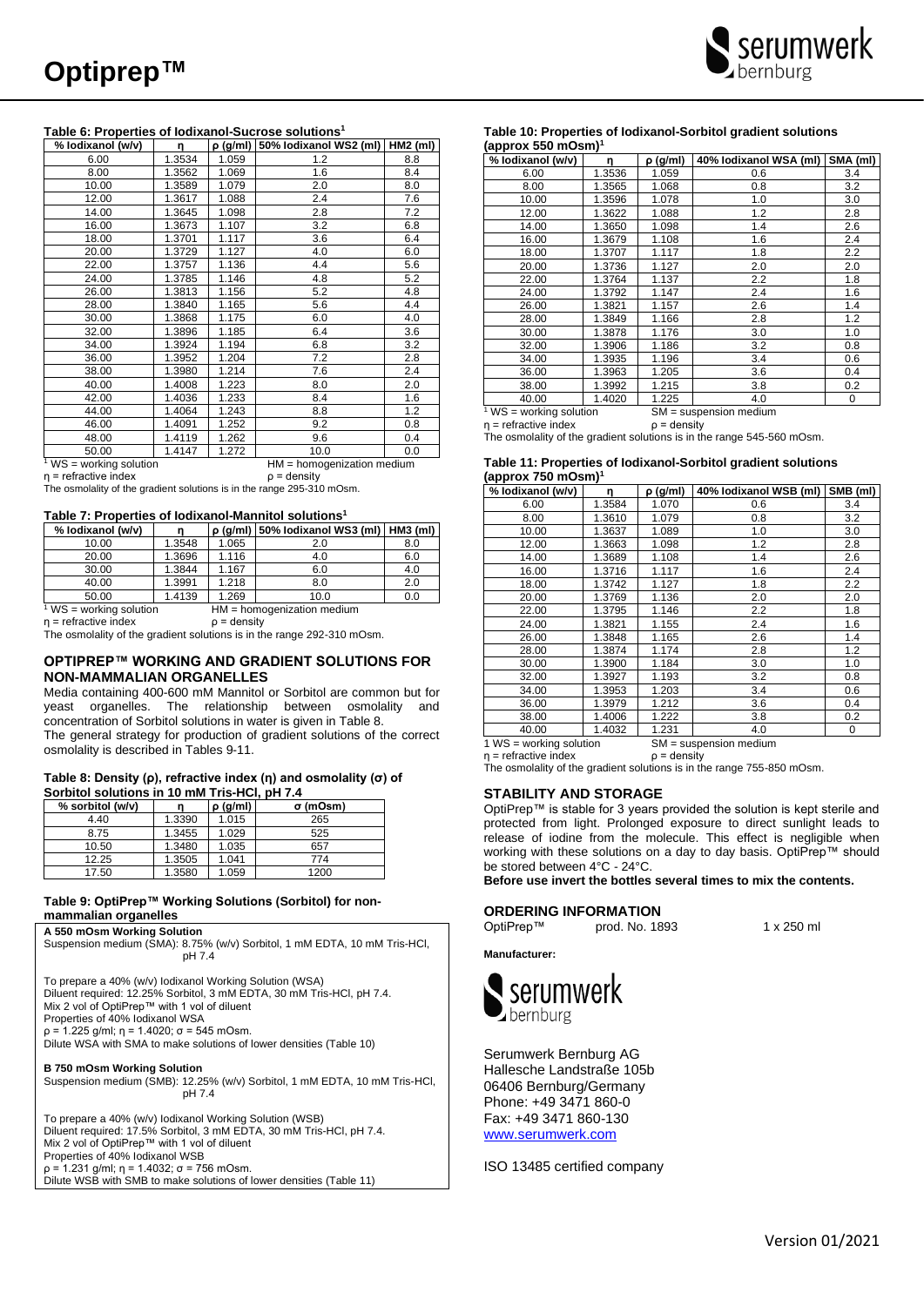### Table 6: Properties of Iodixanol-Sucrose solutions[1]

| % Iodixanol (w/v) | η | ρ (g/ml) | 50% Iodixanol WS2 (ml) | HM2 (ml) |
|---|---|---|---|---|
| 6.00 | 1.3534 | 1.059 | 1.2 | 8.8 |
| 8.00 | 1.3562 | 1.069 | 1.6 | 8.4 |
| 10.00 | 1.3589 | 1.079 | 2.0 | 8.0 |
| 12.00 | 1.3617 | 1.088 | 2.4 | 7.6 |
| 14.00 | 1.3645 | 1.098 | 2.8 | 7.2 |
| 16.00 | 1.3673 | 1.107 | 3.2 | 6.8 |
| 18.00 | 1.3701 | 1.117 | 3.6 | 6.4 |
| 20.00 | 1.3729 | 1.127 | 4.0 | 6.0 |
| 22.00 | 1.3757 | 1.136 | 4.4 | 5.6 |
| 24.00 | 1.3785 | 1.146 | 4.8 | 5.2 |
| 26.00 | 1.3813 | 1.156 | 5.2 | 4.8 |
| 28.00 | 1.3840 | 1.165 | 5.6 | 4.4 |
| 30.00 | 1.3868 | 1.175 | 6.0 | 4.0 |
| 32.00 | 1.3896 | 1.185 | 6.4 | 3.6 |
| 34.00 | 1.3924 | 1.194 | 6.8 | 3.2 |
| 36.00 | 1.3952 | 1.204 | 7.2 | 2.8 |
| 38.00 | 1.3980 | 1.214 | 7.6 | 2.4 |
| 40.00 | 1.4008 | 1.223 | 8.0 | 2.0 |
| 42.00 | 1.4036 | 1.233 | 8.4 | 1.6 |
| 44.00 | 1.4064 | 1.243 | 8.8 | 1.2 |
| 46.00 | 1.4091 | 1.252 | 9.2 | 0.8 |
| 48.00 | 1.4119 | 1.262 | 9.6 | 0.4 |
| 50.00 | 1.4147 | 1.272 | 10.0 | 0.0 |

[1] WS = working solution HM = homogenization medium
η = refractive index ρ = density
The osmolality of the gradient solutions is in the range 295-310 mOsm.

### Table 7: Properties of Iodixanol-Mannitol solutions[1]

| % Iodixanol (w/v) | η | ρ (g/ml) | 50% Iodixanol WS3 (ml) | HM3 (ml) |
|---|---|---|---|---|
| 10.00 | 1.3548 | 1.065 | 2.0 | 8.0 |
| 20.00 | 1.3696 | 1.116 | 4.0 | 6.0 |
| 30.00 | 1.3844 | 1.167 | 6.0 | 4.0 |
| 40.00 | 1.3991 | 1.218 | 8.0 | 2.0 |
| 50.00 | 1.4139 | 1.269 | 10.0 | 0.0 |

[1] WS = working solution HM = homogenization medium
η = refractive index ρ = density
The osmolality of the gradient solutions is in the range 292-310 mOsm.

## OPTIPREP™ WORKING AND GRADIENT SOLUTIONS FOR NON-MAMMALIAN ORGANELLES

Media containing 400-600 mM Mannitol or Sorbitol are common but for yeast organelles. The relationship between osmolality and concentration of Sorbitol solutions in water is given in Table 8.
The general strategy for production of gradient solutions of the correct osmolality is described in Tables 9-11.

### Table 8: Density (ρ), refractive index (η) and osmolality (σ) of Sorbitol solutions in 10 mM Tris-HCl, pH 7.4

| % sorbitol (w/v) | η | ρ (g/ml) | σ (mOsm) |
|---|---|---|---|
| 4.40 | 1.3390 | 1.015 | 265 |
| 8.75 | 1.3455 | 1.029 | 525 |
| 10.50 | 1.3480 | 1.035 | 657 |
| 12.25 | 1.3505 | 1.041 | 774 |
| 17.50 | 1.3580 | 1.059 | 1200 |

### Table 9: OptiPrep™ Working Solutions (Sorbitol) for non-mammalian organelles

**A 550 mOsm Working Solution**
Suspension medium (SMA): 8.75% (w/v) Sorbitol, 1 mM EDTA, 10 mM Tris-HCl, pH 7.4

To prepare a 40% (w/v) Iodixanol Working Solution (WSA)
Diluent required: 12.25% Sorbitol, 3 mM EDTA, 30 mM Tris-HCl, pH 7.4.
Mix 2 vol of OptiPrep™ with 1 vol of diluent
Properties of 40% Iodixanol WSA
ρ = 1.225 g/ml; η = 1.4020; σ = 545 mOsm.
Dilute WSA with SMA to make solutions of lower densities (Table 10)

**B 750 mOsm Working Solution**
Suspension medium (SMB): 12.25% (w/v) Sorbitol, 1 mM EDTA, 10 mM Tris-HCl, pH 7.4

To prepare a 40% (w/v) Iodixanol Working Solution (WSB)
Diluent required: 17.5% Sorbitol, 3 mM EDTA, 30 mM Tris-HCl, pH 7.4.
Mix 2 vol of OptiPrep™ with 1 vol of diluent
Properties of 40% Iodixanol WSB
ρ = 1.231 g/ml; η = 1.4032; σ = 756 mOsm.
Dilute WSB with SMB to make solutions of lower densities (Table 11)

### Table 10: Properties of Iodixanol-Sorbitol gradient solutions (approx 550 mOsm)[1]

| % Iodixanol (w/v) | η | ρ (g/ml) | 40% Iodixanol WSA (ml) | SMA (ml) |
|---|---|---|---|---|
| 6.00 | 1.3536 | 1.059 | 0.6 | 3.4 |
| 8.00 | 1.3565 | 1.068 | 0.8 | 3.2 |
| 10.00 | 1.3596 | 1.078 | 1.0 | 3.0 |
| 12.00 | 1.3622 | 1.088 | 1.2 | 2.8 |
| 14.00 | 1.3650 | 1.098 | 1.4 | 2.6 |
| 16.00 | 1.3679 | 1.108 | 1.6 | 2.4 |
| 18.00 | 1.3707 | 1.117 | 1.8 | 2.2 |
| 20.00 | 1.3736 | 1.127 | 2.0 | 2.0 |
| 22.00 | 1.3764 | 1.137 | 2.2 | 1.8 |
| 24.00 | 1.3792 | 1.147 | 2.4 | 1.6 |
| 26.00 | 1.3821 | 1.157 | 2.6 | 1.4 |
| 28.00 | 1.3849 | 1.166 | 2.8 | 1.2 |
| 30.00 | 1.3878 | 1.176 | 3.0 | 1.0 |
| 32.00 | 1.3906 | 1.186 | 3.2 | 0.8 |
| 34.00 | 1.3935 | 1.196 | 3.4 | 0.6 |
| 36.00 | 1.3963 | 1.205 | 3.6 | 0.4 |
| 38.00 | 1.3992 | 1.215 | 3.8 | 0.2 |
| 40.00 | 1.4020 | 1.225 | 4.0 | 0 |

[1] WS = working solution SM = suspension medium
η = refractive index ρ = density
The osmolality of the gradient solutions is in the range 545-560 mOsm.

### Table 11: Properties of Iodixanol-Sorbitol gradient solutions (approx 750 mOsm)[1]

| % Iodixanol (w/v) | η | ρ (g/ml) | 40% Iodixanol WSB (ml) | SMB (ml) |
|---|---|---|---|---|
| 6.00 | 1.3584 | 1.070 | 0.6 | 3.4 |
| 8.00 | 1.3610 | 1.079 | 0.8 | 3.2 |
| 10.00 | 1.3637 | 1.089 | 1.0 | 3.0 |
| 12.00 | 1.3663 | 1.098 | 1.2 | 2.8 |
| 14.00 | 1.3689 | 1.108 | 1.4 | 2.6 |
| 16.00 | 1.3716 | 1.117 | 1.6 | 2.4 |
| 18.00 | 1.3742 | 1.127 | 1.8 | 2.2 |
| 20.00 | 1.3769 | 1.136 | 2.0 | 2.0 |
| 22.00 | 1.3795 | 1.146 | 2.2 | 1.8 |
| 24.00 | 1.3821 | 1.155 | 2.4 | 1.6 |
| 26.00 | 1.3848 | 1.165 | 2.6 | 1.4 |
| 28.00 | 1.3874 | 1.174 | 2.8 | 1.2 |
| 30.00 | 1.3900 | 1.184 | 3.0 | 1.0 |
| 32.00 | 1.3927 | 1.193 | 3.2 | 0.8 |
| 34.00 | 1.3953 | 1.203 | 3.4 | 0.6 |
| 36.00 | 1.3979 | 1.212 | 3.6 | 0.4 |
| 38.00 | 1.4006 | 1.222 | 3.8 | 0.2 |
| 40.00 | 1.4032 | 1.231 | 4.0 | 0 |

1 WS = working solution SM = suspension medium
η = refractive index ρ = density
The osmolality of the gradient solutions is in the range 755-850 mOsm.

## STABILITY AND STORAGE

OptiPrep™ is stable for 3 years provided the solution is kept sterile and protected from light. Prolonged exposure to direct sunlight leads to release of iodine from the molecule. This effect is negligible when working with these solutions on a day to day basis. OptiPrep™ should be stored between 4°C - 24°C.

**Before use invert the bottles several times to mix the contents.**

## ORDERING INFORMATION

OptiPrep™ prod. No. 1893 1 x 250 ml

**Manufacturer:**

Serumwerk Bernburg AG
Hallesche Landstraße 105b
06406 Bernburg/Germany
Phone: +49 3471 860-0
Fax: +49 3471 860-130
www.serumwerk.com

ISO 13485 certified company

Version 01/2021